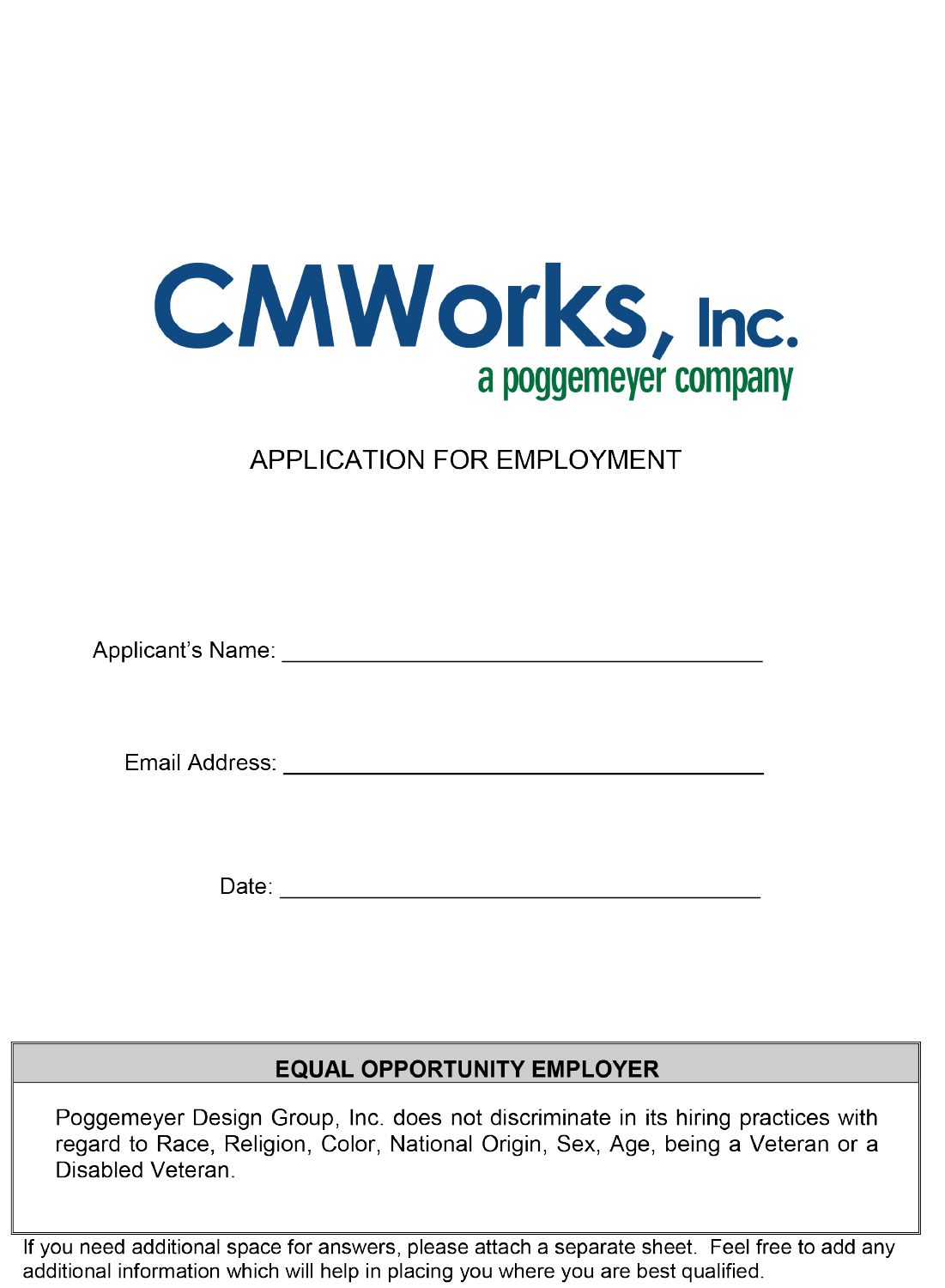# CMWorks, Inc.

a poggemeyer company

## APPLICATION FOR EMPLOYMENT

Applicant's Name: ______________________________________

Email Address: ______________________________________

Date: ______________________________________

| EQUAL OPPORTUNITY EMPLOYER |
| --- |
| Poggemeyer Design Group, Inc. does not discriminate in its hiring practices with regard to Race, Religion, Color, National Origin, Sex, Age, being a Veteran or a Disabled Veteran. |

If you need additional space for answers, please attach a separate sheet. Feel free to add any additional information which will help in placing you where you are best qualified.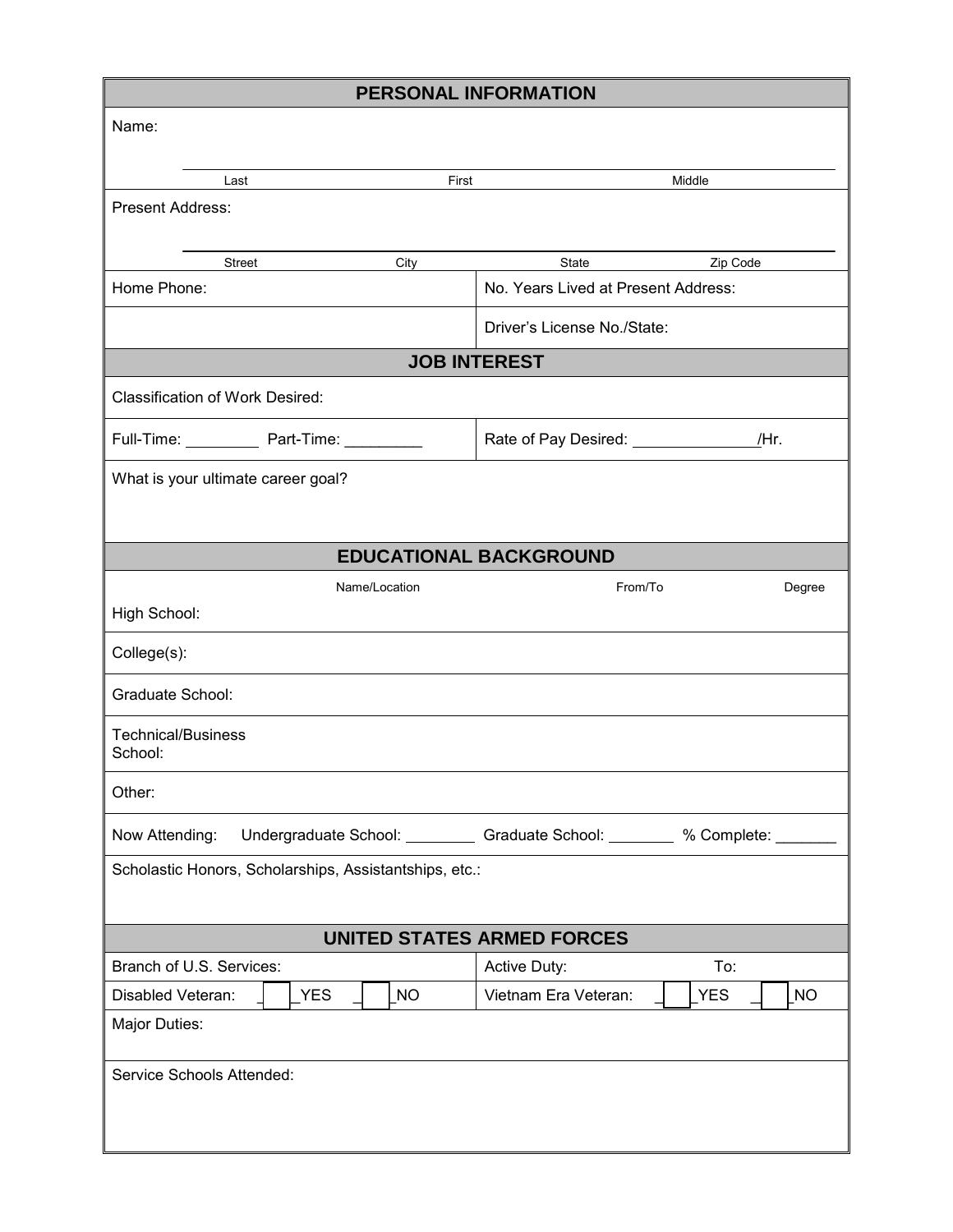## PERSONAL INFORMATION

Name:

| Last | First | Middle |
|---|---|---|
| | | |

Present Address:

| Street | City | State | Zip Code |
|---|---|---|---|
| | | | |

| | |
|---|---|
| Home Phone: | No. Years Lived at Present Address: |
| | Driver's License No./State: |

## JOB INTEREST

Classification of Work Desired:

| | |
|---|---|
| Full-Time: _________ Part-Time: _________ | Rate of Pay Desired: ______________/Hr. |

What is your ultimate career goal?

## EDUCATIONAL BACKGROUND

| | Name/Location | From/To | Degree |
|---|---|---|---|
| High School: | | | |
| College(s): | | | |
| Graduate School: | | | |
| Technical/Business School: | | | |
| Other: | | | |

Now Attending: Undergraduate School: ________ Graduate School: ________ % Complete: _______

Scholastic Honors, Scholarships, Assistantships, etc.:

## UNITED STATES ARMED FORCES

| | |
|---|---|
| Branch of U.S. Services: | Active Duty: To: |
| Disabled Veteran: ☐ YES ☐ NO | Vietnam Era Veteran: ☐ YES ☐ NO |

Major Duties:

Service Schools Attended: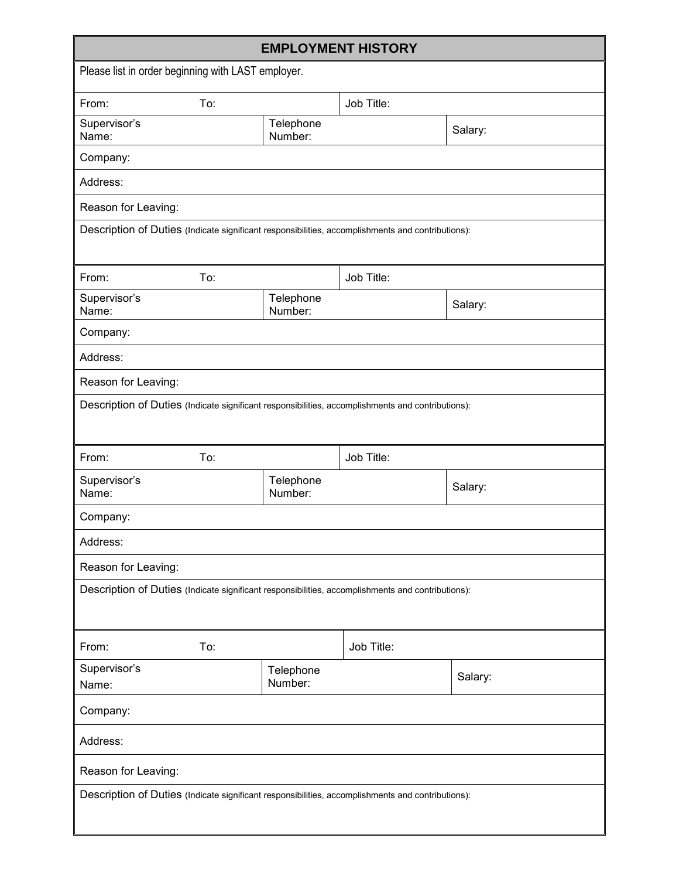## EMPLOYMENT HISTORY

Please list in order beginning with LAST employer.

| From: | To: | Job Title: |
|---|---|---|
| Supervisor's Name: | Telephone Number: | Salary: |
| Company: | | |
| Address: | | |
| Reason for Leaving: | | |
| Description of Duties (Indicate significant responsibilities, accomplishments and contributions): | | |

| From: | To: | Job Title: |
|---|---|---|
| Supervisor's Name: | Telephone Number: | Salary: |
| Company: | | |
| Address: | | |
| Reason for Leaving: | | |
| Description of Duties (Indicate significant responsibilities, accomplishments and contributions): | | |

| From: | To: | Job Title: |
|---|---|---|
| Supervisor's Name: | Telephone Number: | Salary: |
| Company: | | |
| Address: | | |
| Reason for Leaving: | | |
| Description of Duties (Indicate significant responsibilities, accomplishments and contributions): | | |

| From: | To: | Job Title: |
|---|---|---|
| Supervisor's Name: | Telephone Number: | Salary: |
| Company: | | |
| Address: | | |
| Reason for Leaving: | | |
| Description of Duties (Indicate significant responsibilities, accomplishments and contributions): | | |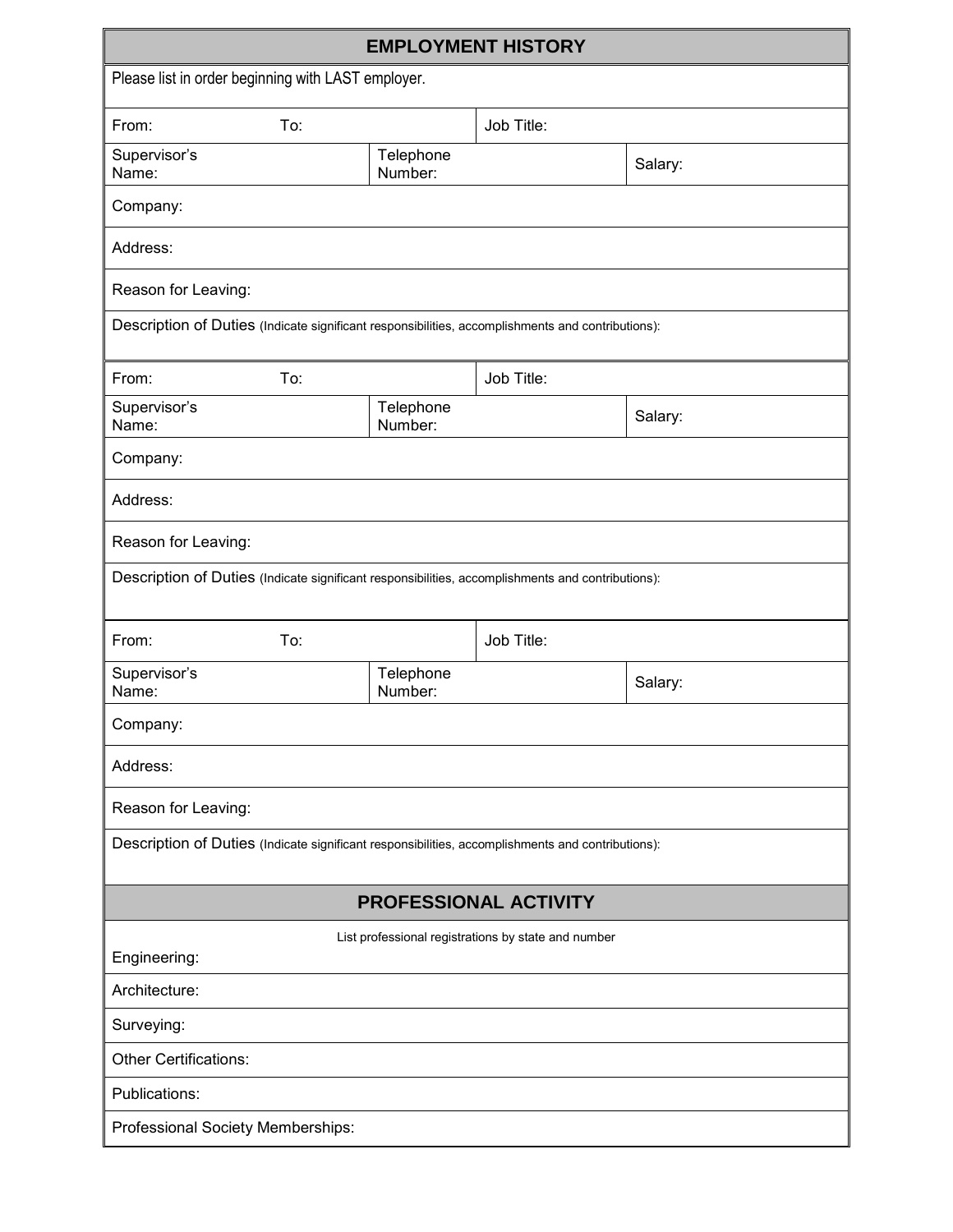## EMPLOYMENT HISTORY

Please list in order beginning with LAST employer.

| From: | To: | Job Title: |
|---|---|---|
| Supervisor's Name: | Telephone Number: | Salary: |
| Company: | | |
| Address: | | |
| Reason for Leaving: | | |
| Description of Duties (Indicate significant responsibilities, accomplishments and contributions): | | |

| From: | To: | Job Title: |
|---|---|---|
| Supervisor's Name: | Telephone Number: | Salary: |
| Company: | | |
| Address: | | |
| Reason for Leaving: | | |
| Description of Duties (Indicate significant responsibilities, accomplishments and contributions): | | |

| From: | To: | Job Title: |
|---|---|---|
| Supervisor's Name: | Telephone Number: | Salary: |
| Company: | | |
| Address: | | |
| Reason for Leaving: | | |
| Description of Duties (Indicate significant responsibilities, accomplishments and contributions): | | |

## PROFESSIONAL ACTIVITY

List professional registrations by state and number

Engineering:

Architecture:

Surveying:

Other Certifications:

Publications:

Professional Society Memberships: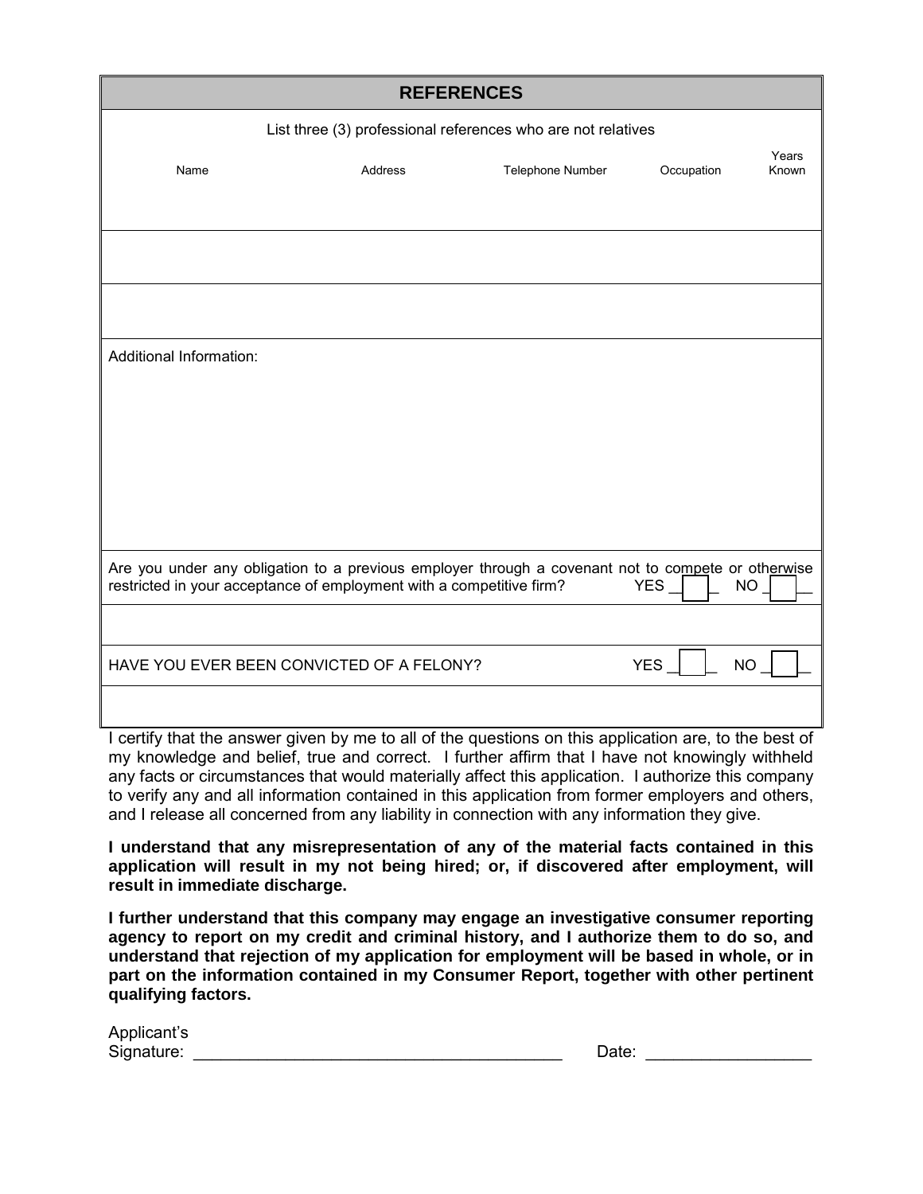## REFERENCES

List three (3) professional references who are not relatives

| Name | Address | Telephone Number | Occupation | Years Known |
|---|---|---|---|---|
| | | | | |
| | | | | |
| | | | | |

Additional Information:

Are you under any obligation to a previous employer through a covenant not to compete or otherwise restricted in your acceptance of employment with a competitive firm? YES ___ NO ___

HAVE YOU EVER BEEN CONVICTED OF A FELONY? YES ___ NO ___

I certify that the answer given by me to all of the questions on this application are, to the best of my knowledge and belief, true and correct. I further affirm that I have not knowingly withheld any facts or circumstances that would materially affect this application. I authorize this company to verify any and all information contained in this application from former employers and others, and I release all concerned from any liability in connection with any information they give.

**I understand that any misrepresentation of any of the material facts contained in this application will result in my not being hired; or, if discovered after employment, will result in immediate discharge.**

**I further understand that this company may engage an investigative consumer reporting agency to report on my credit and criminal history, and I authorize them to do so, and understand that rejection of my application for employment will be based in whole, or in part on the information contained in my Consumer Report, together with other pertinent qualifying factors.**

Applicant's Signature: ________________________________________ Date: __________________